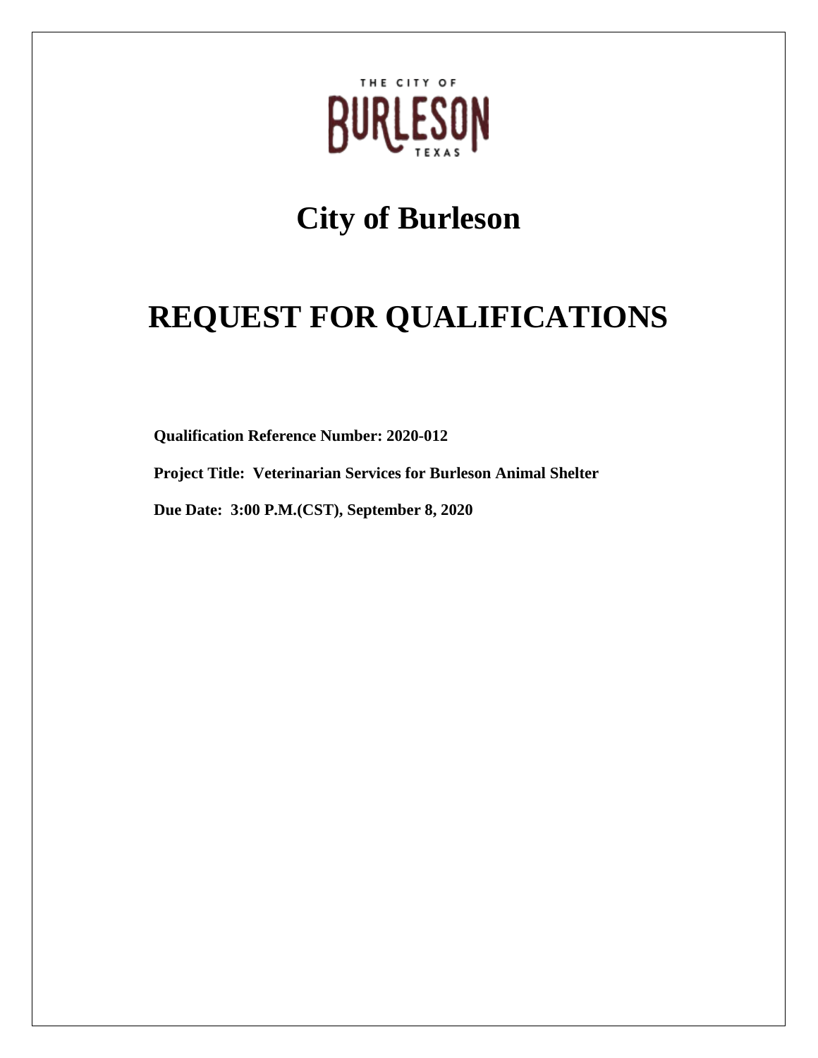THE CITY OF BURLESON TEXAS

# City of Burleson

# REQUEST FOR QUALIFICATIONS

**Qualification Reference Number: 2020-012**

**Project Title: Veterinarian Services for Burleson Animal Shelter**

**Due Date: 3:00 P.M.(CST), September 8, 2020**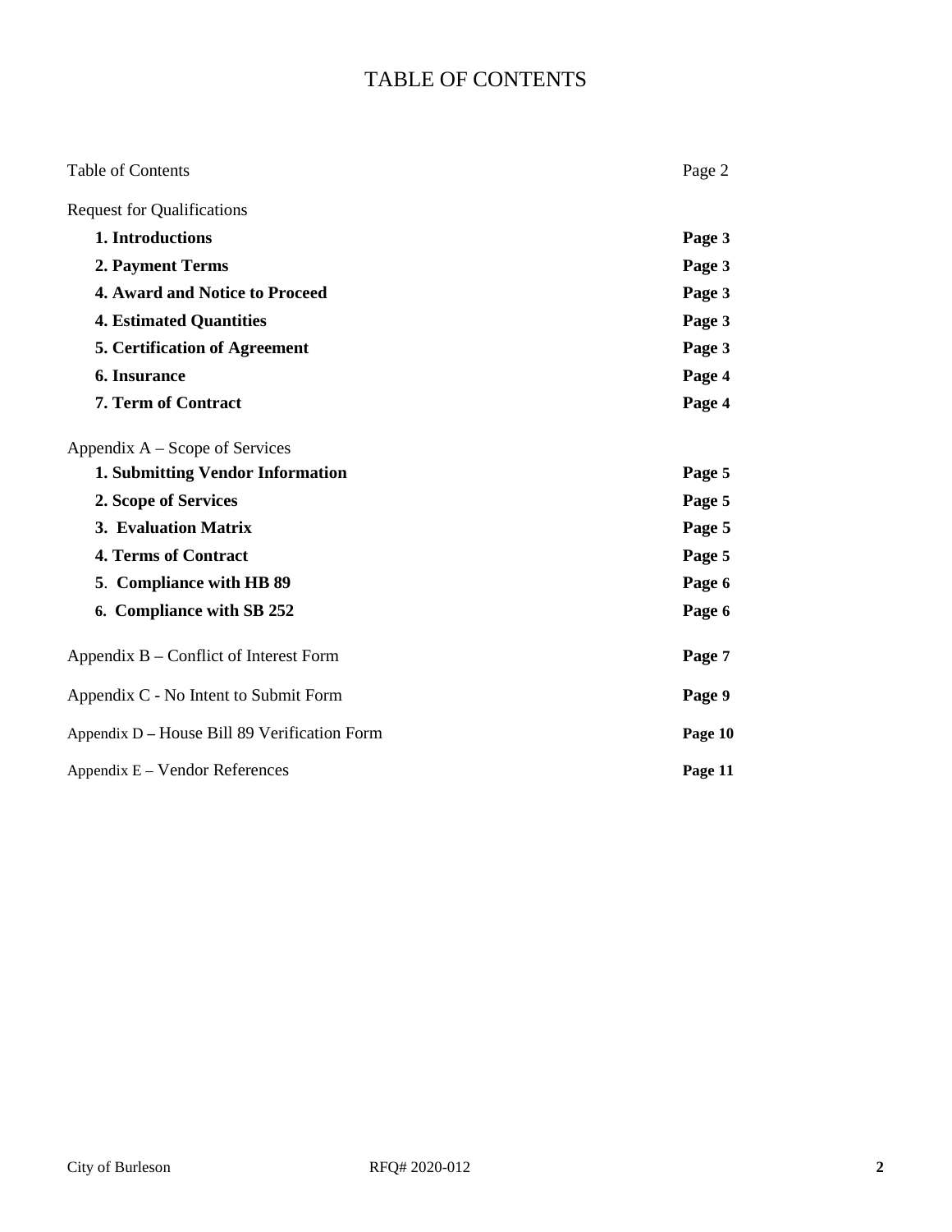# TABLE OF CONTENTS

| | |
|---|---|
| Table of Contents | Page 2 |
| Request for Qualifications | |
| **1. Introductions** | **Page 3** |
| **2. Payment Terms** | **Page 3** |
| **4. Award and Notice to Proceed** | **Page 3** |
| **4. Estimated Quantities** | **Page 3** |
| **5. Certification of Agreement** | **Page 3** |
| **6. Insurance** | **Page 4** |
| **7. Term of Contract** | **Page 4** |
| Appendix A – Scope of Services | |
| **1. Submitting Vendor Information** | **Page 5** |
| **2. Scope of Services** | **Page 5** |
| **3. Evaluation Matrix** | **Page 5** |
| **4. Terms of Contract** | **Page 5** |
| **5. Compliance with HB 89** | **Page 6** |
| **6. Compliance with SB 252** | **Page 6** |
| Appendix B – Conflict of Interest Form | **Page 7** |
| Appendix C - No Intent to Submit Form | **Page 9** |
| Appendix D – House Bill 89 Verification Form | **Page 10** |
| Appendix E – Vendor References | **Page 11** |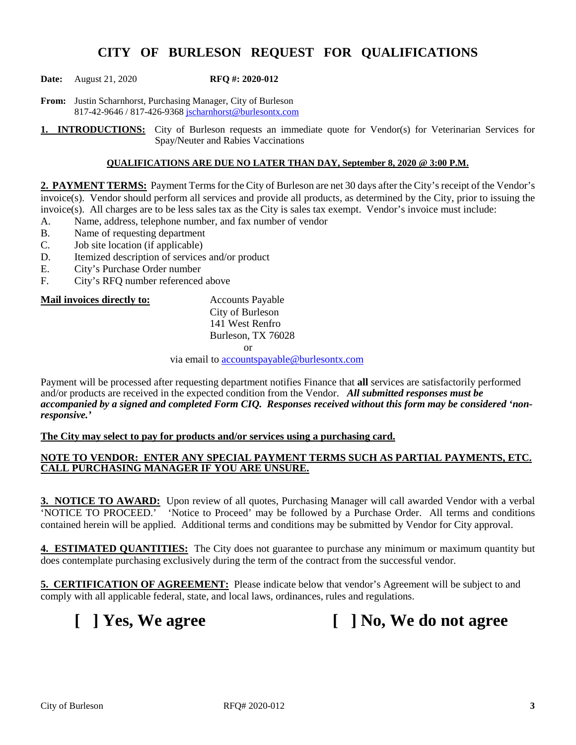# CITY OF BURLESON REQUEST FOR QUALIFICATIONS

**Date:** August 21, 2020 **RFQ #: 2020-012**

**From:** Justin Scharnhorst, Purchasing Manager, City of Burleson
817-42-9646 / 817-426-9368 jscharnhorst@burlesontx.com

**1. INTRODUCTIONS:** City of Burleson requests an immediate quote for Vendor(s) for Veterinarian Services for Spay/Neuter and Rabies Vaccinations

**QUALIFICATIONS ARE DUE NO LATER THAN DAY, September 8, 2020 @ 3:00 P.M.**

**2. PAYMENT TERMS:** Payment Terms for the City of Burleson are net 30 days after the City's receipt of the Vendor's invoice(s). Vendor should perform all services and provide all products, as determined by the City, prior to issuing the invoice(s). All charges are to be less sales tax as the City is sales tax exempt. Vendor's invoice must include:

A. Name, address, telephone number, and fax number of vendor
B. Name of requesting department
C. Job site location (if applicable)
D. Itemized description of services and/or product
E. City's Purchase Order number
F. City's RFQ number referenced above

**Mail invoices directly to:**

Accounts Payable
City of Burleson
141 West Renfro
Burleson, TX 76028

or

via email to accountspayable@burlesontx.com

Payment will be processed after requesting department notifies Finance that **all** services are satisfactorily performed and/or products are received in the expected condition from the Vendor. ***All submitted responses must be accompanied by a signed and completed Form CIQ. Responses received without this form may be considered 'non-responsive.'***

**The City may select to pay for products and/or services using a purchasing card.**

**NOTE TO VENDOR: ENTER ANY SPECIAL PAYMENT TERMS SUCH AS PARTIAL PAYMENTS, ETC. CALL PURCHASING MANAGER IF YOU ARE UNSURE.**

**3. NOTICE TO AWARD:** Upon review of all quotes, Purchasing Manager will call awarded Vendor with a verbal 'NOTICE TO PROCEED.' 'Notice to Proceed' may be followed by a Purchase Order. All terms and conditions contained herein will be applied. Additional terms and conditions may be submitted by Vendor for City approval.

**4. ESTIMATED QUANTITIES:** The City does not guarantee to purchase any minimum or maximum quantity but does contemplate purchasing exclusively during the term of the contract from the successful vendor.

**5. CERTIFICATION OF AGREEMENT:** Please indicate below that vendor's Agreement will be subject to and comply with all applicable federal, state, and local laws, ordinances, rules and regulations.

**[ ] Yes, We agree** **[ ] No, We do not agree**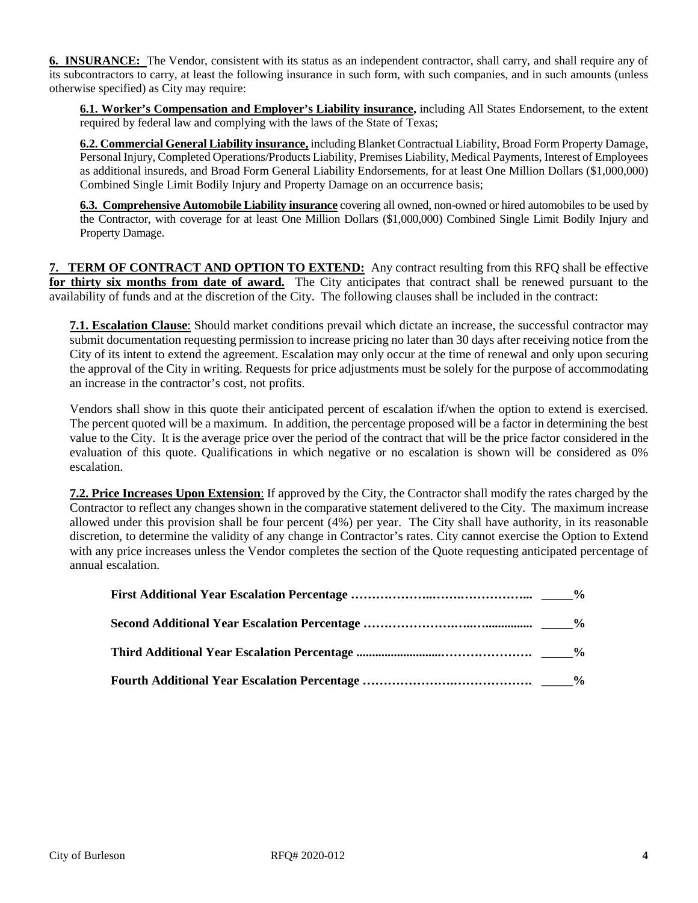**6. INSURANCE:** The Vendor, consistent with its status as an independent contractor, shall carry, and shall require any of its subcontractors to carry, at least the following insurance in such form, with such companies, and in such amounts (unless otherwise specified) as City may require:

**6.1. Worker's Compensation and Employer's Liability insurance,** including All States Endorsement, to the extent required by federal law and complying with the laws of the State of Texas;

**6.2. Commercial General Liability insurance,** including Blanket Contractual Liability, Broad Form Property Damage, Personal Injury, Completed Operations/Products Liability, Premises Liability, Medical Payments, Interest of Employees as additional insureds, and Broad Form General Liability Endorsements, for at least One Million Dollars ($1,000,000) Combined Single Limit Bodily Injury and Property Damage on an occurrence basis;

**6.3. Comprehensive Automobile Liability insurance** covering all owned, non-owned or hired automobiles to be used by the Contractor, with coverage for at least One Million Dollars ($1,000,000) Combined Single Limit Bodily Injury and Property Damage.

**7. TERM OF CONTRACT AND OPTION TO EXTEND:** Any contract resulting from this RFQ shall be effective **for thirty six months from date of award.** The City anticipates that contract shall be renewed pursuant to the availability of funds and at the discretion of the City. The following clauses shall be included in the contract:

**7.1. Escalation Clause**: Should market conditions prevail which dictate an increase, the successful contractor may submit documentation requesting permission to increase pricing no later than 30 days after receiving notice from the City of its intent to extend the agreement. Escalation may only occur at the time of renewal and only upon securing the approval of the City in writing. Requests for price adjustments must be solely for the purpose of accommodating an increase in the contractor's cost, not profits.

Vendors shall show in this quote their anticipated percent of escalation if/when the option to extend is exercised. The percent quoted will be a maximum. In addition, the percentage proposed will be a factor in determining the best value to the City. It is the average price over the period of the contract that will be the price factor considered in the evaluation of this quote. Qualifications in which negative or no escalation is shown will be considered as 0% escalation.

**7.2. Price Increases Upon Extension**: If approved by the City, the Contractor shall modify the rates charged by the Contractor to reflect any changes shown in the comparative statement delivered to the City. The maximum increase allowed under this provision shall be four percent (4%) per year. The City shall have authority, in its reasonable discretion, to determine the validity of any change in Contractor's rates. City cannot exercise the Option to Extend with any price increases unless the Vendor completes the section of the Quote requesting anticipated percentage of annual escalation.

**First Additional Year Escalation Percentage ………………..……….…………….. _____%**

**Second Additional Year Escalation Percentage ……………………..…............... _____%**

**Third Additional Year Escalation Percentage ..........................…………………. _____%**

**Fourth Additional Year Escalation Percentage ……………………………………. _____%**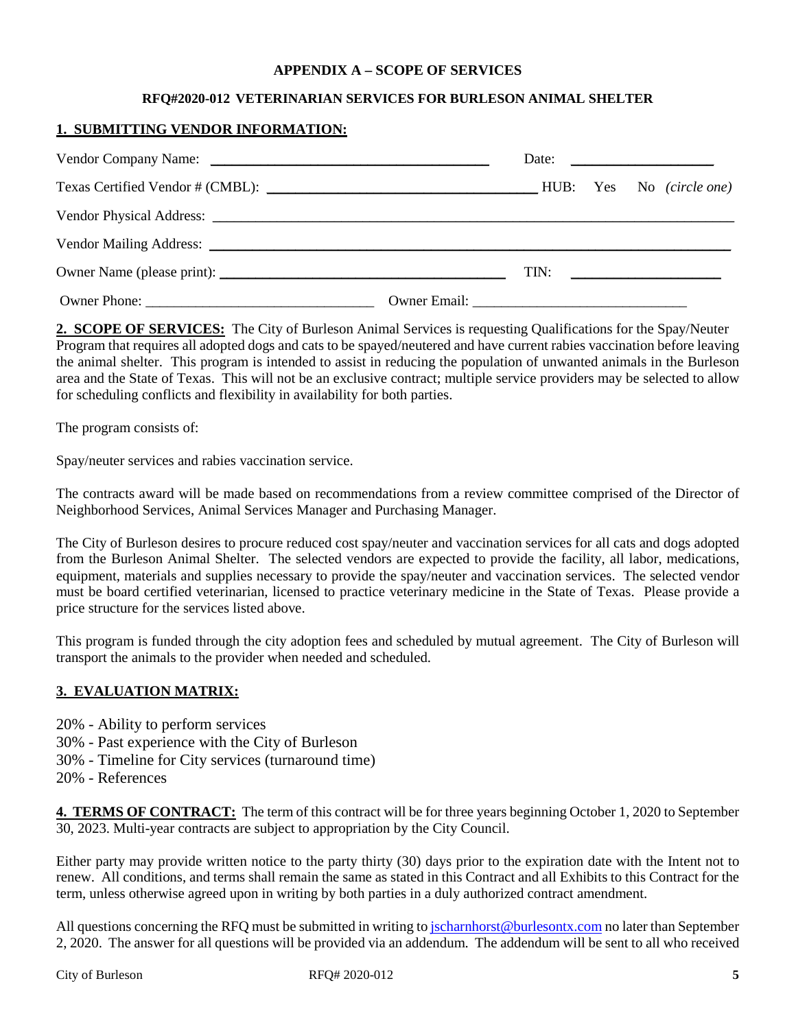**APPENDIX A – SCOPE OF SERVICES**

**RFQ#2020-012 VETERINARIAN SERVICES FOR BURLESON ANIMAL SHELTER**

**1. SUBMITTING VENDOR INFORMATION:**

Vendor Company Name: ______________________________________ Date: ____________________

Texas Certified Vendor # (CMBL): ____________________________________ HUB: Yes No *(circle one)*

Vendor Physical Address: ________________________________________________________________________

Vendor Mailing Address: ________________________________________________________________________

Owner Name (please print): ______________________________________ TIN: ____________________

Owner Phone: ______________________________ Owner Email: ____________________________

**2. SCOPE OF SERVICES:** The City of Burleson Animal Services is requesting Qualifications for the Spay/Neuter Program that requires all adopted dogs and cats to be spayed/neutered and have current rabies vaccination before leaving the animal shelter. This program is intended to assist in reducing the population of unwanted animals in the Burleson area and the State of Texas. This will not be an exclusive contract; multiple service providers may be selected to allow for scheduling conflicts and flexibility in availability for both parties.

The program consists of:

Spay/neuter services and rabies vaccination service.

The contracts award will be made based on recommendations from a review committee comprised of the Director of Neighborhood Services, Animal Services Manager and Purchasing Manager.

The City of Burleson desires to procure reduced cost spay/neuter and vaccination services for all cats and dogs adopted from the Burleson Animal Shelter. The selected vendors are expected to provide the facility, all labor, medications, equipment, materials and supplies necessary to provide the spay/neuter and vaccination services. The selected vendor must be board certified veterinarian, licensed to practice veterinary medicine in the State of Texas. Please provide a price structure for the services listed above.

This program is funded through the city adoption fees and scheduled by mutual agreement. The City of Burleson will transport the animals to the provider when needed and scheduled.

**3. EVALUATION MATRIX:**

20% - Ability to perform services
30% - Past experience with the City of Burleson
30% - Timeline for City services (turnaround time)
20% - References

**4. TERMS OF CONTRACT:** The term of this contract will be for three years beginning October 1, 2020 to September 30, 2023. Multi-year contracts are subject to appropriation by the City Council.

Either party may provide written notice to the party thirty (30) days prior to the expiration date with the Intent not to renew. All conditions, and terms shall remain the same as stated in this Contract and all Exhibits to this Contract for the term, unless otherwise agreed upon in writing by both parties in a duly authorized contract amendment.

All questions concerning the RFQ must be submitted in writing to jscharnhorst@burlesontx.com no later than September 2, 2020. The answer for all questions will be provided via an addendum. The addendum will be sent to all who received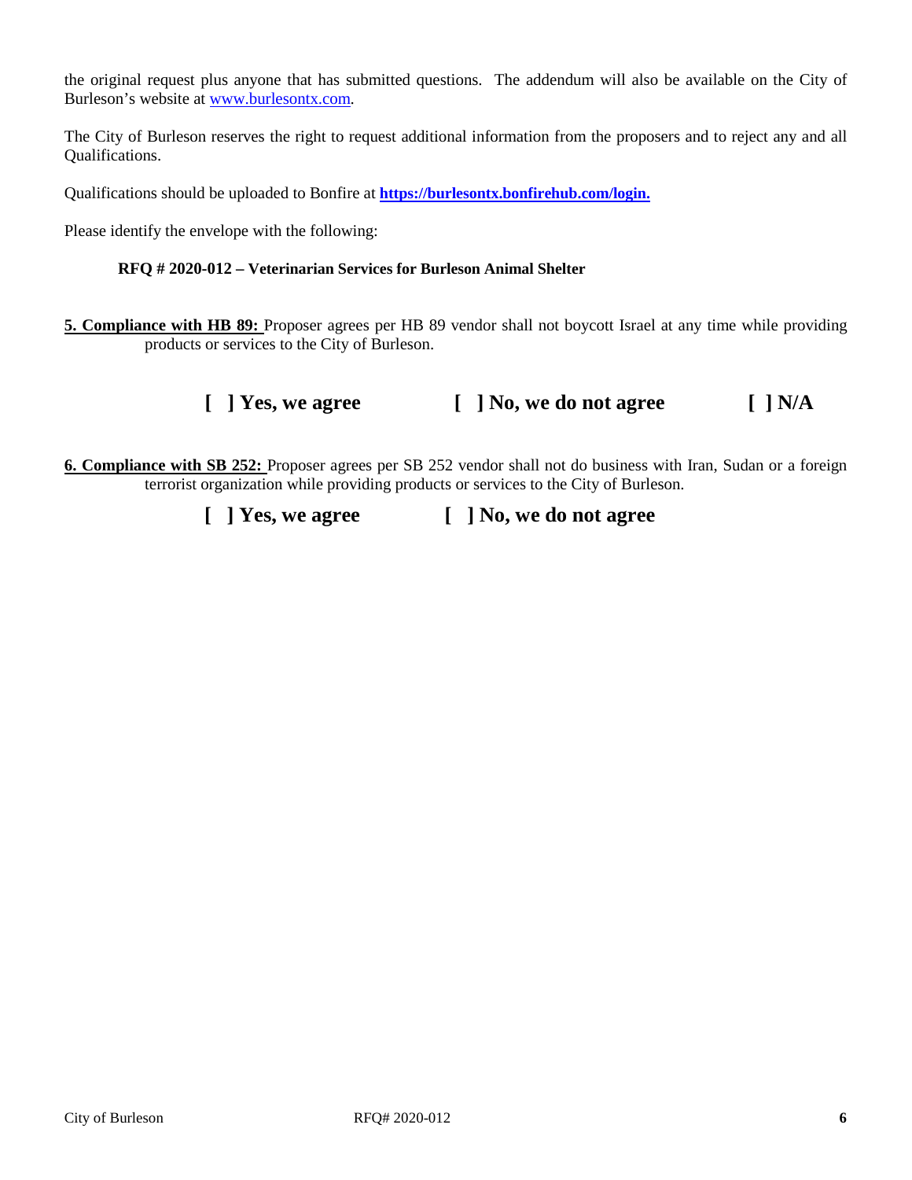the original request plus anyone that has submitted questions. The addendum will also be available on the City of Burleson's website at [www.burlesontx.com](http://www.burlesontx.com).

The City of Burleson reserves the right to request additional information from the proposers and to reject any and all Qualifications.

Qualifications should be uploaded to Bonfire at **[https://burlesontx.bonfirehub.com/login.](https://burlesontx.bonfirehub.com/login)**

Please identify the envelope with the following:

**RFQ # 2020-012 – Veterinarian Services for Burleson Animal Shelter**

**5. Compliance with HB 89:** Proposer agrees per HB 89 vendor shall not boycott Israel at any time while providing products or services to the City of Burleson.

**[ ] Yes, we agree [ ] No, we do not agree [ ] N/A**

**6. Compliance with SB 252:** Proposer agrees per SB 252 vendor shall not do business with Iran, Sudan or a foreign terrorist organization while providing products or services to the City of Burleson.

**[ ] Yes, we agree [ ] No, we do not agree**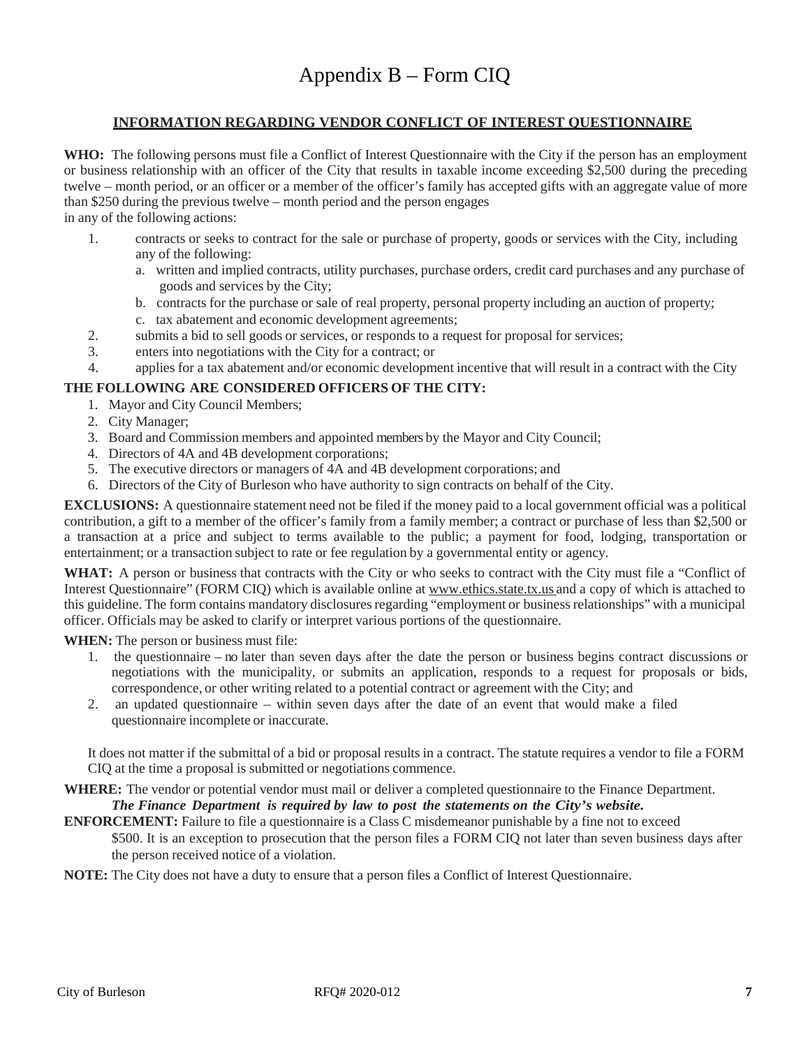# Appendix B – Form CIQ

## INFORMATION REGARDING VENDOR CONFLICT OF INTEREST QUESTIONNAIRE

**WHO:** The following persons must file a Conflict of Interest Questionnaire with the City if the person has an employment or business relationship with an officer of the City that results in taxable income exceeding $2,500 during the preceding twelve – month period, or an officer or a member of the officer's family has accepted gifts with an aggregate value of more than $250 during the previous twelve – month period and the person engages in any of the following actions:

1. contracts or seeks to contract for the sale or purchase of property, goods or services with the City, including any of the following:
   a. written and implied contracts, utility purchases, purchase orders, credit card purchases and any purchase of goods and services by the City;
   b. contracts for the purchase or sale of real property, personal property including an auction of property;
   c. tax abatement and economic development agreements;
2. submits a bid to sell goods or services, or responds to a request for proposal for services;
3. enters into negotiations with the City for a contract; or
4. applies for a tax abatement and/or economic development incentive that will result in a contract with the City

**THE FOLLOWING ARE CONSIDERED OFFICERS OF THE CITY:**

1. Mayor and City Council Members;
2. City Manager;
3. Board and Commission members and appointed members by the Mayor and City Council;
4. Directors of 4A and 4B development corporations;
5. The executive directors or managers of 4A and 4B development corporations; and
6. Directors of the City of Burleson who have authority to sign contracts on behalf of the City.

**EXCLUSIONS:** A questionnaire statement need not be filed if the money paid to a local government official was a political contribution, a gift to a member of the officer's family from a family member; a contract or purchase of less than $2,500 or a transaction at a price and subject to terms available to the public; a payment for food, lodging, transportation or entertainment; or a transaction subject to rate or fee regulation by a governmental entity or agency.

**WHAT:** A person or business that contracts with the City or who seeks to contract with the City must file a "Conflict of Interest Questionnaire" (FORM CIQ) which is available online at www.ethics.state.tx.us and a copy of which is attached to this guideline. The form contains mandatory disclosures regarding "employment or business relationships" with a municipal officer. Officials may be asked to clarify or interpret various portions of the questionnaire.

**WHEN:** The person or business must file:

1. the questionnaire – no later than seven days after the date the person or business begins contract discussions or negotiations with the municipality, or submits an application, responds to a request for proposals or bids, correspondence, or other writing related to a potential contract or agreement with the City; and
2. an updated questionnaire – within seven days after the date of an event that would make a filed questionnaire incomplete or inaccurate.

It does not matter if the submittal of a bid or proposal results in a contract. The statute requires a vendor to file a FORM CIQ at the time a proposal is submitted or negotiations commence.

**WHERE:** The vendor or potential vendor must mail or deliver a completed questionnaire to the Finance Department.
***The Finance Department is required by law to post the statements on the City's website.***

**ENFORCEMENT:** Failure to file a questionnaire is a Class C misdemeanor punishable by a fine not to exceed $500. It is an exception to prosecution that the person files a FORM CIQ not later than seven business days after the person received notice of a violation.

**NOTE:** The City does not have a duty to ensure that a person files a Conflict of Interest Questionnaire.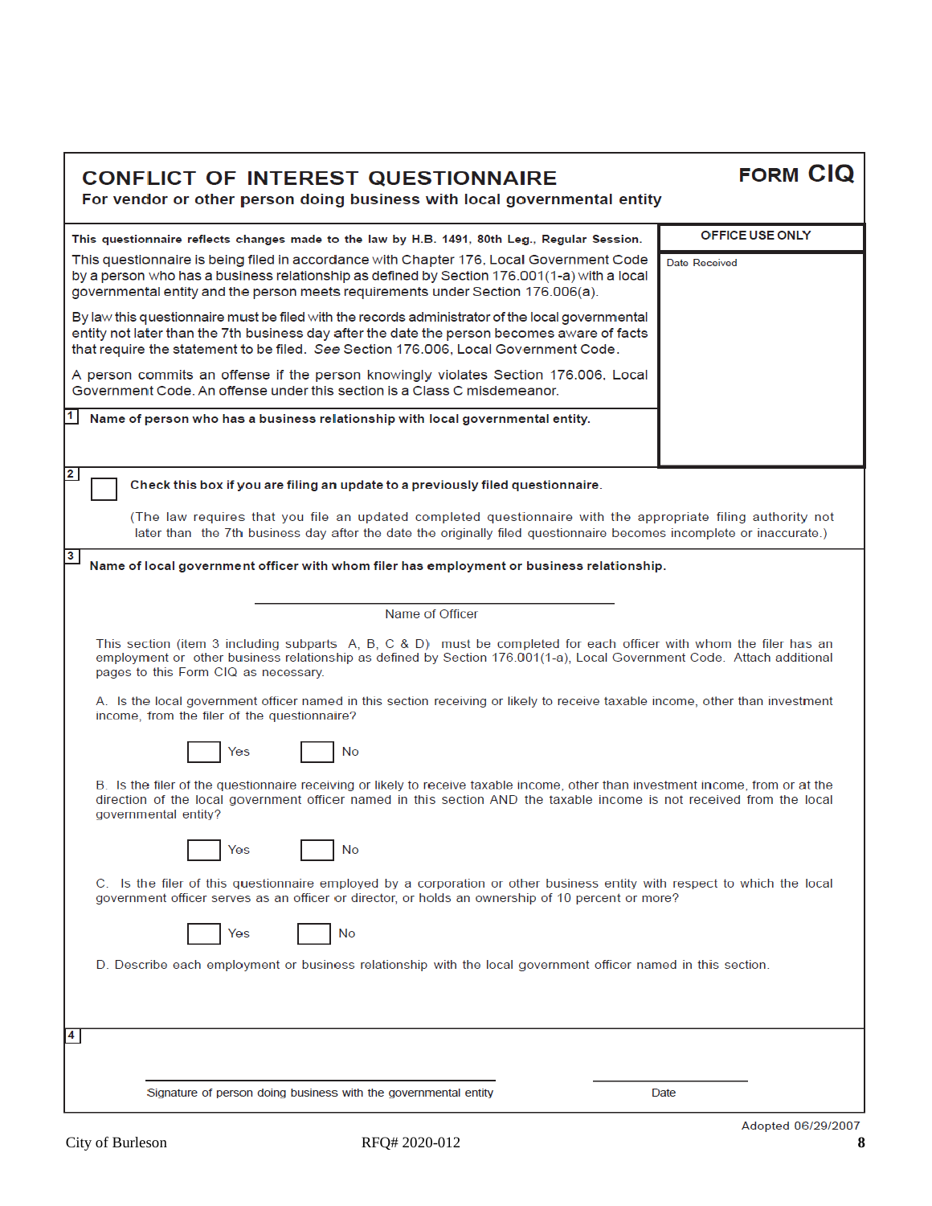# CONFLICT OF INTEREST QUESTIONNAIRE

**FORM CIQ**

**For vendor or other person doing business with local governmental entity**

**This questionnaire reflects changes made to the law by H.B. 1491, 80th Leg., Regular Session.**

This questionnaire is being filed in accordance with Chapter 176, Local Government Code by a person who has a business relationship as defined by Section 176.001(1-a) with a local governmental entity and the person meets requirements under Section 176.006(a).

By law this questionnaire must be filed with the records administrator of the local governmental entity not later than the 7th business day after the date the person becomes aware of facts that require the statement to be filed. *See* Section 176.006, Local Government Code.

A person commits an offense if the person knowingly violates Section 176.006, Local Government Code. An offense under this section is a Class C misdemeanor.

| OFFICE USE ONLY |
|---|
| Date Received |

**1** **Name of person who has a business relationship with local governmental entity.**

**2** ☐ **Check this box if you are filing an update to a previously filed questionnaire.**

(The law requires that you file an updated completed questionnaire with the appropriate filing authority not later than the 7th business day after the date the originally filed questionnaire becomes incomplete or inaccurate.)

**3** **Name of local government officer with whom filer has employment or business relationship.**

\_\_\_\_\_\_\_\_\_\_\_\_\_\_\_\_\_\_\_\_\_\_\_\_\_\_\_\_\_\_\_\_\_\_\_\_\_\_
Name of Officer

This section (item 3 including subparts A, B, C & D) must be completed for each officer with whom the filer has an employment or other business relationship as defined by Section 176.001(1-a), Local Government Code. Attach additional pages to this Form CIQ as necessary.

A. Is the local government officer named in this section receiving or likely to receive taxable income, other than investment income, from the filer of the questionnaire?

☐ Yes ☐ No

B. Is the filer of the questionnaire receiving or likely to receive taxable income, other than investment income, from or at the direction of the local government officer named in this section AND the taxable income is not received from the local governmental entity?

☐ Yes ☐ No

C. Is the filer of this questionnaire employed by a corporation or other business entity with respect to which the local government officer serves as an officer or director, or holds an ownership of 10 percent or more?

☐ Yes ☐ No

D. Describe each employment or business relationship with the local government officer named in this section.

**4**

\_\_\_\_\_\_\_\_\_\_\_\_\_\_\_\_\_\_\_\_\_\_\_\_\_\_\_\_\_\_\_\_\_\_\_\_\_\_ \_\_\_\_\_\_\_\_\_\_\_\_\_\_\_\_\_\_\_\_
Signature of person doing business with the governmental entity Date

Adopted 06/29/2007

City of Burleson RFQ# 2020-012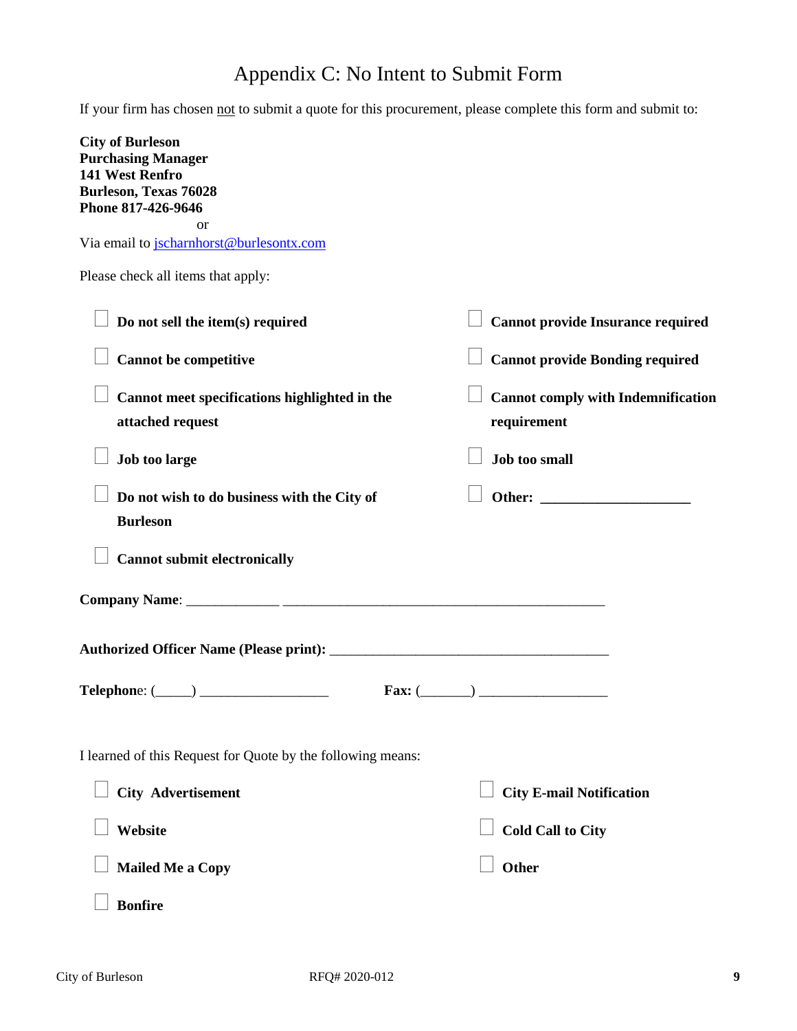# Appendix C: No Intent to Submit Form

If your firm has chosen not to submit a quote for this procurement, please complete this form and submit to:

**City of Burleson**
**Purchasing Manager**
**141 West Renfro**
**Burleson, Texas 76028**
**Phone 817-426-9646**

or

Via email to jscharnhorst@burlesontx.com

Please check all items that apply:

- ☐ **Do not sell the item(s) required**
- ☐ **Cannot be competitive**
- ☐ **Cannot meet specifications highlighted in the attached request**
- ☐ **Job too large**
- ☐ **Do not wish to do business with the City of Burleson**
- ☐ **Cannot submit electronically**
- ☐ **Cannot provide Insurance required**
- ☐ **Cannot provide Bonding required**
- ☐ **Cannot comply with Indemnification requirement**
- ☐ **Job too small**
- ☐ **Other: ____________________**

**Company Name**: _____________ ____________________________________________

**Authorized Officer Name (Please print):** ______________________________________

**Telephone**: (_____) __________________     **Fax:** (_______) __________________

I learned of this Request for Quote by the following means:

- ☐ **City Advertisement**
- ☐ **Website**
- ☐ **Mailed Me a Copy**
- ☐ **Bonfire**
- ☐ **City E-mail Notification**
- ☐ **Cold Call to City**
- ☐ **Other**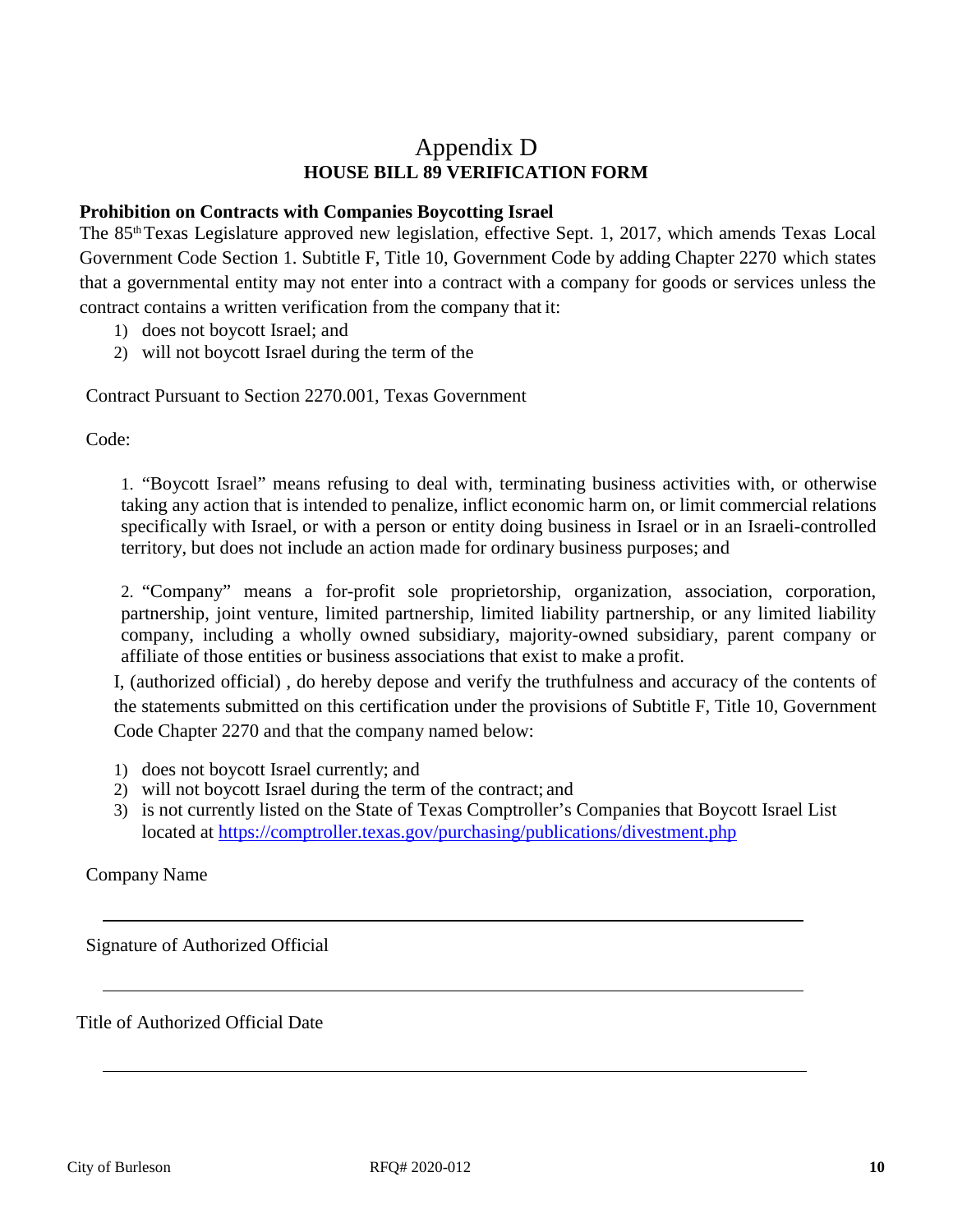# Appendix D
## HOUSE BILL 89 VERIFICATION FORM

**Prohibition on Contracts with Companies Boycotting Israel**

The 85th Texas Legislature approved new legislation, effective Sept. 1, 2017, which amends Texas Local Government Code Section 1. Subtitle F, Title 10, Government Code by adding Chapter 2270 which states that a governmental entity may not enter into a contract with a company for goods or services unless the contract contains a written verification from the company that it:

1) does not boycott Israel; and
2) will not boycott Israel during the term of the

Contract Pursuant to Section 2270.001, Texas Government

Code:

1. "Boycott Israel" means refusing to deal with, terminating business activities with, or otherwise taking any action that is intended to penalize, inflict economic harm on, or limit commercial relations specifically with Israel, or with a person or entity doing business in Israel or in an Israeli-controlled territory, but does not include an action made for ordinary business purposes; and

2. "Company" means a for-profit sole proprietorship, organization, association, corporation, partnership, joint venture, limited partnership, limited liability partnership, or any limited liability company, including a wholly owned subsidiary, majority-owned subsidiary, parent company or affiliate of those entities or business associations that exist to make a profit.

I, (authorized official) , do hereby depose and verify the truthfulness and accuracy of the contents of the statements submitted on this certification under the provisions of Subtitle F, Title 10, Government Code Chapter 2270 and that the company named below:

1) does not boycott Israel currently; and
2) will not boycott Israel during the term of the contract; and
3) is not currently listed on the State of Texas Comptroller's Companies that Boycott Israel List located at https://comptroller.texas.gov/purchasing/publications/divestment.php

Company Name

_______________________________________________

Signature of Authorized Official

_______________________________________________

Title of Authorized Official Date

_______________________________________________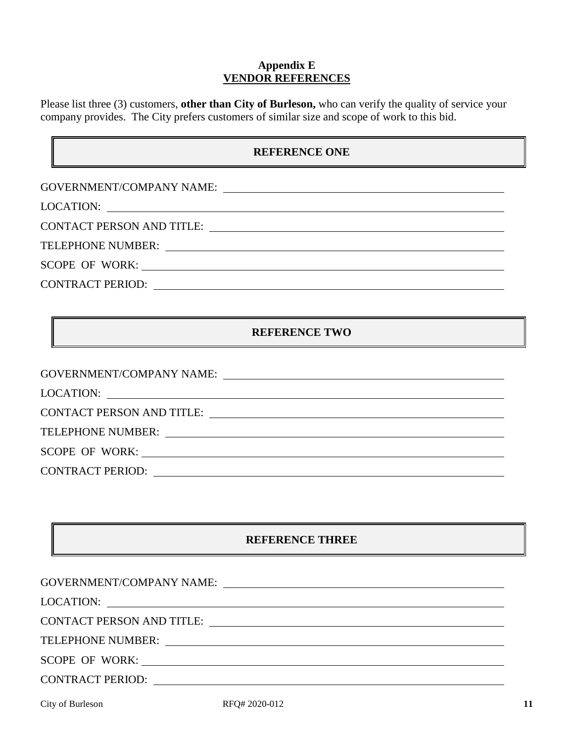# Appendix E

## VENDOR REFERENCES

Please list three (3) customers, **other than City of Burleson,** who can verify the quality of service your company provides. The City prefers customers of similar size and scope of work to this bid.

### REFERENCE ONE

GOVERNMENT/COMPANY NAME: ______________________________

LOCATION: ______________________________

CONTACT PERSON AND TITLE: ______________________________

TELEPHONE NUMBER: ______________________________

SCOPE OF WORK: ______________________________

CONTRACT PERIOD: ______________________________

### REFERENCE TWO

GOVERNMENT/COMPANY NAME: ______________________________

LOCATION: ______________________________

CONTACT PERSON AND TITLE: ______________________________

TELEPHONE NUMBER: ______________________________

SCOPE OF WORK: ______________________________

CONTRACT PERIOD: ______________________________

### REFERENCE THREE

GOVERNMENT/COMPANY NAME: ______________________________

LOCATION: ______________________________

CONTACT PERSON AND TITLE: ______________________________

TELEPHONE NUMBER: ______________________________

SCOPE OF WORK: ______________________________

CONTRACT PERIOD: ______________________________